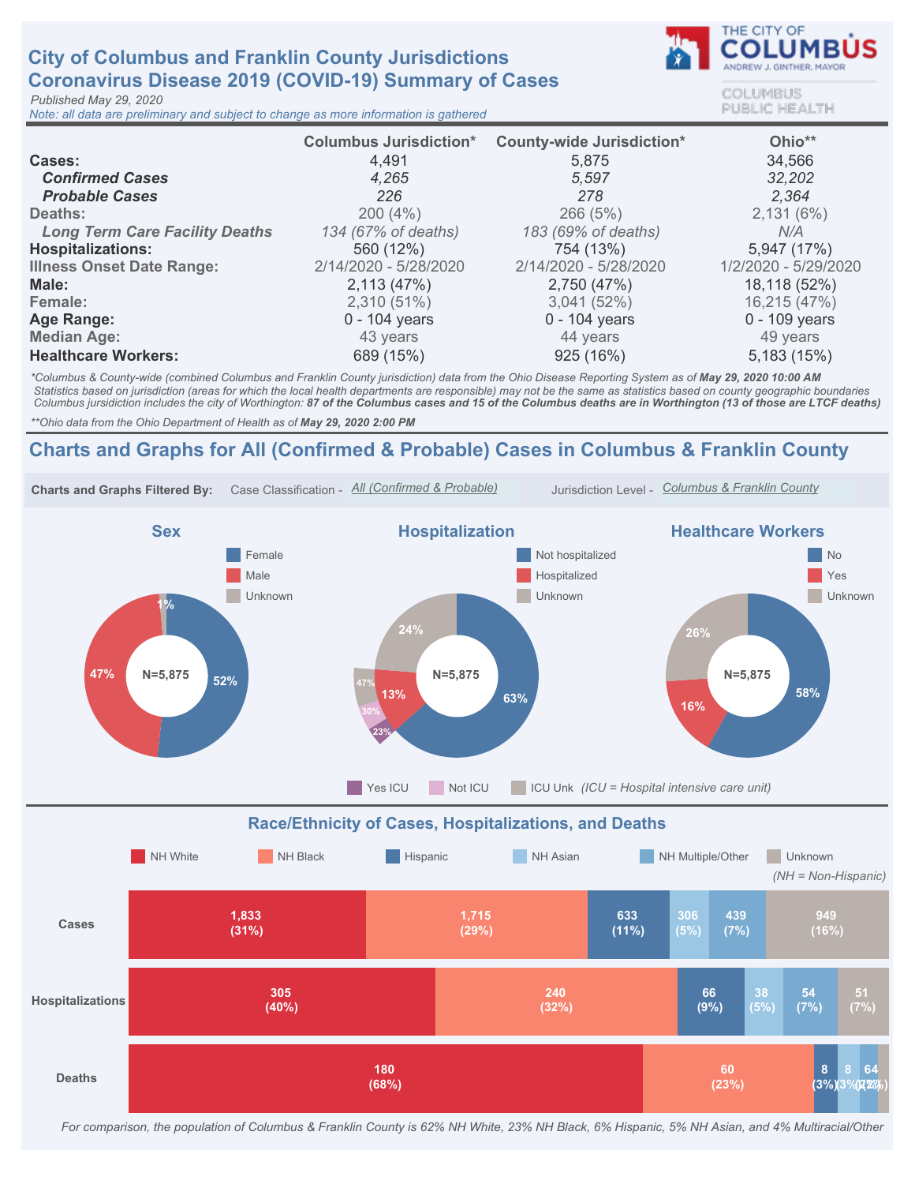# City of Columbus and Franklin County Jurisdictions
# Coronavirus Disease 2019 (COVID-19) Summary of Cases

THE CITY OF COLUMBUS
ANDREW J. GINTHER, MAYOR

COLUMBUS PUBLIC HEALTH

*Published May 29, 2020*
*Note: all data are preliminary and subject to change as more information is gathered*

| | Columbus Jurisdiction* | County-wide Jurisdiction* | Ohio** |
|---|---|---|---|
| **Cases:** | 4,491 | 5,875 | 34,566 |
| ***Confirmed Cases*** | *4,265* | *5,597* | *32,202* |
| ***Probable Cases*** | *226* | *278* | *2,364* |
| Deaths: | 200 (4%) | 266 (5%) | 2,131 (6%) |
| *Long Term Care Facility Deaths* | *134 (67% of deaths)* | *183 (69% of deaths)* | *N/A* |
| **Hospitalizations:** | 560 (12%) | 754 (13%) | 5,947 (17%) |
| Illness Onset Date Range: | 2/14/2020 - 5/28/2020 | 2/14/2020 - 5/28/2020 | 1/2/2020 - 5/29/2020 |
| **Male:** | 2,113 (47%) | 2,750 (47%) | 18,118 (52%) |
| Female: | 2,310 (51%) | 3,041 (52%) | 16,215 (47%) |
| **Age Range:** | 0 - 104 years | 0 - 104 years | 0 - 109 years |
| Median Age: | 43 years | 44 years | 49 years |
| **Healthcare Workers:** | 689 (15%) | 925 (16%) | 5,183 (15%) |

*\*Columbus & County-wide (combined Columbus and Franklin County jurisdiction) data from the Ohio Disease Reporting System as of **May 29, 2020 10:00 AM***
*Statistics based on jurisdiction (areas for which the local health departments are responsible) may not be the same as statistics based on county geographic boundaries*
*Columbus jurisdiction includes the city of Worthington: **87 of the Columbus cases and 15 of the Columbus deaths are in Worthington (13 of those are LTCF deaths)***

*\*\*Ohio data from the Ohio Department of Health as of **May 29, 2020 2:00 PM***

## Charts and Graphs for All (Confirmed & Probable) Cases in Columbus & Franklin County

**Charts and Graphs Filtered By:** Case Classification - *All (Confirmed & Probable)* Jurisdiction Level - *Columbus & Franklin County*

### Sex

N=5,875

| Category | Percent |
|---|---|
| Female | 52% |
| Male | 47% |
| Unknown | 1% |

### Hospitalization

N=5,875

| Category | Percent |
|---|---|
| Not hospitalized | 63% |
| Hospitalized | 13% |
| Unknown | 24% |

Hospitalized breakdown: Yes ICU 23%, Not ICU 30%, ICU Unk 47% *(ICU = Hospital intensive care unit)*

### Healthcare Workers

N=5,875

| Category | Percent |
|---|---|
| No | 58% |
| Yes | 16% |
| Unknown | 26% |

### Race/Ethnicity of Cases, Hospitalizations, and Deaths

*(NH = Non-Hispanic)*

| | NH White | NH Black | Hispanic | NH Asian | NH Multiple/Other | Unknown |
|---|---|---|---|---|---|---|
| Cases | 1,833 (31%) | 1,715 (29%) | 633 (11%) | 306 (5%) | 439 (7%) | 949 (16%) |
| Hospitalizations | 305 (40%) | 240 (32%) | 66 (9%) | 38 (5%) | 54 (7%) | 51 (7%) |
| Deaths | 180 (68%) | 60 (23%) | 8 (3%) | 8 (3%) | 6 (2%) | 4 (2%) |

*For comparison, the population of Columbus & Franklin County is 62% NH White, 23% NH Black, 6% Hispanic, 5% NH Asian, and 4% Multiracial/Other*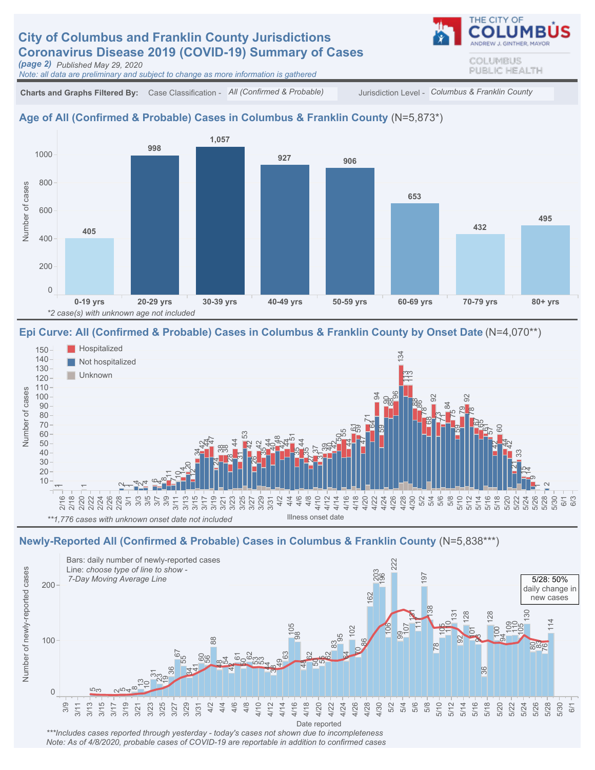# City of Columbus and Franklin County Jurisdictions
# Coronavirus Disease 2019 (COVID-19) Summary of Cases

*(page 2)* *Published May 29, 2020*

*Note: all data are preliminary and subject to change as more information is gathered*

THE CITY OF COLUMBUS
ANDREW J. GINTHER, MAYOR

COLUMBUS PUBLIC HEALTH

**Charts and Graphs Filtered By:** Case Classification - *All (Confirmed & Probable)* Jurisdiction Level - *Columbus & Franklin County*

## Age of All (Confirmed & Probable) Cases in Columbus & Franklin County (N=5,873*)

| Age group | Number of cases |
|---|---|
| 0-19 yrs | 405 |
| 20-29 yrs | 998 |
| 30-39 yrs | 1,057 |
| 40-49 yrs | 927 |
| 50-59 yrs | 906 |
| 60-69 yrs | 653 |
| 70-79 yrs | 432 |
| 80+ yrs | 495 |

*\*2 case(s) with unknown age not included*

## Epi Curve: All (Confirmed & Probable) Cases in Columbus & Franklin County by Onset Date (N=4,070**)

Legend: Hospitalized; Not hospitalized; Unknown

Y-axis: Number of cases. X-axis: Illness onset date (2/16 – 6/3)

*\*\*1,776 cases with unknown onset date not included*

## Newly-Reported All (Confirmed & Probable) Cases in Columbus & Franklin County (N=5,838***)

Bars: daily number of newly-reported cases
Line: *choose type of line to show - 7-Day Moving Average Line*

5/28: 50% daily change in new cases

Y-axis: Number of newly-reported cases. X-axis: Date reported (3/9 – 6/1)

*\*\*\*Includes cases reported through yesterday - today's cases not shown due to incompleteness*

*Note: As of 4/8/2020, probable cases of COVID-19 are reportable in addition to confirmed cases*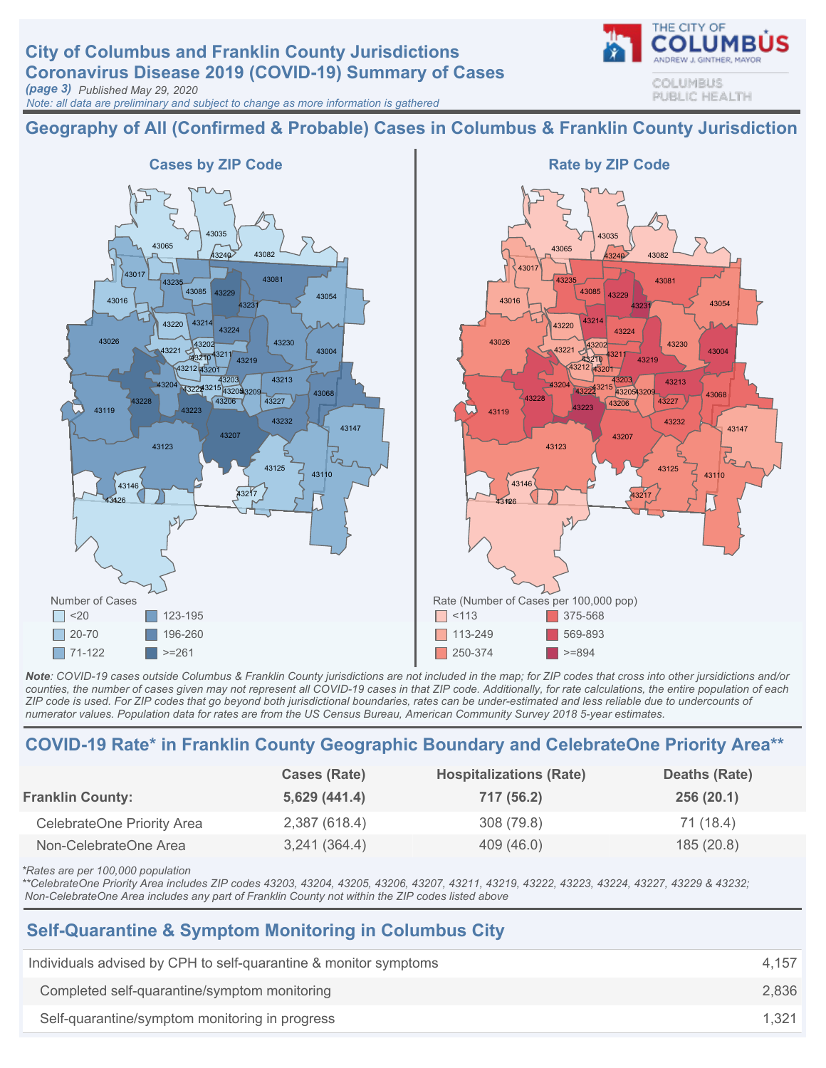# City of Columbus and Franklin County Jurisdictions
# Coronavirus Disease 2019 (COVID-19) Summary of Cases

*(page 3)* *Published May 29, 2020*

*Note: all data are preliminary and subject to change as more information is gathered*

THE CITY OF COLUMBUS
ANDREW J. GINTHER, MAYOR
COLUMBUS PUBLIC HEALTH

## Geography of All (Confirmed & Probable) Cases in Columbus & Franklin County Jurisdiction

### Cases by ZIP Code

43035
43065
43240
43082
43017
43081
43235
43085
43229
43016
43054
43231
43220
43214
43224
43026
43230
43221
43202
43004
43211
43210
43219
43212
43201
43213
43203
43204
43222
43215
43205
43209
43068
43228
43206
43227
43119
43223
43232
43147
43207
43123
43125
43110
43146
43217
43126

Number of Cases
- <20
- 20-70
- 71-122
- 123-195
- 196-260
- >=261

### Rate by ZIP Code

43035
43065
43240
43082
43017
43081
43235
43085
43229
43016
43054
43231
43220
43214
43224
43026
43230
43221
43202
43004
43211
43210
43219
43212
43201
43213
43203
43204
43222
43215
43205
43209
43068
43228
43206
43227
43119
43223
43232
43147
43207
43123
43125
43110
43146
43217
43126

Rate (Number of Cases per 100,000 pop)
- <113
- 113-249
- 250-374
- 375-568
- 569-893
- >=894

***Note**: COVID-19 cases outside Columbus & Franklin County jurisdictions are not included in the map; for ZIP codes that cross into other jursidictions and/or counties, the number of cases given may not represent all COVID-19 cases in that ZIP code. Additionally, for rate calculations, the entire population of each ZIP code is used. For ZIP codes that go beyond both jurisdictional boundaries, rates can be under-estimated and less reliable due to undercounts of numerator values. Population data for rates are from the US Census Bureau, American Community Survey 2018 5-year estimates.*

## COVID-19 Rate* in Franklin County Geographic Boundary and CelebrateOne Priority Area**

| | Cases (Rate) | Hospitalizations (Rate) | Deaths (Rate) |
|---|---|---|---|
| **Franklin County:** | **5,629 (441.4)** | **717 (56.2)** | **256 (20.1)** |
| CelebrateOne Priority Area | 2,387 (618.4) | 308 (79.8) | 71 (18.4) |
| Non-CelebrateOne Area | 3,241 (364.4) | 409 (46.0) | 185 (20.8) |

*\*Rates are per 100,000 population*

*\*\*CelebrateOne Priority Area includes ZIP codes 43203, 43204, 43205, 43206, 43207, 43211, 43219, 43222, 43223, 43224, 43227, 43229 & 43232; Non-CelebrateOne Area includes any part of Franklin County not within the ZIP codes listed above*

## Self-Quarantine & Symptom Monitoring in Columbus City

| | |
|---|---|
| Individuals advised by CPH to self-quarantine & monitor symptoms | 4,157 |
| Completed self-quarantine/symptom monitoring | 2,836 |
| Self-quarantine/symptom monitoring in progress | 1,321 |